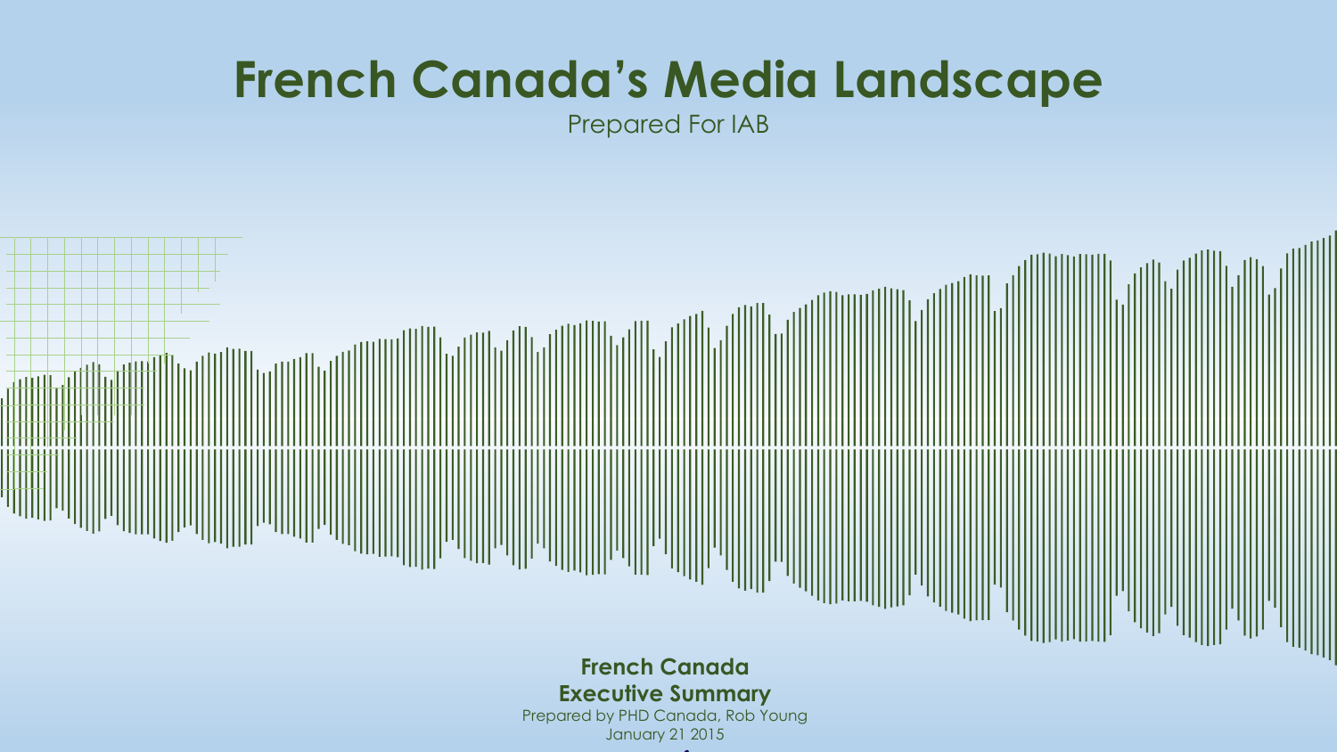# French Canada's Media Landscape

Prepared For IAB

**French Canada**

**Executive Summary**

Prepared by PHD Canada, Rob Young

January 21 2015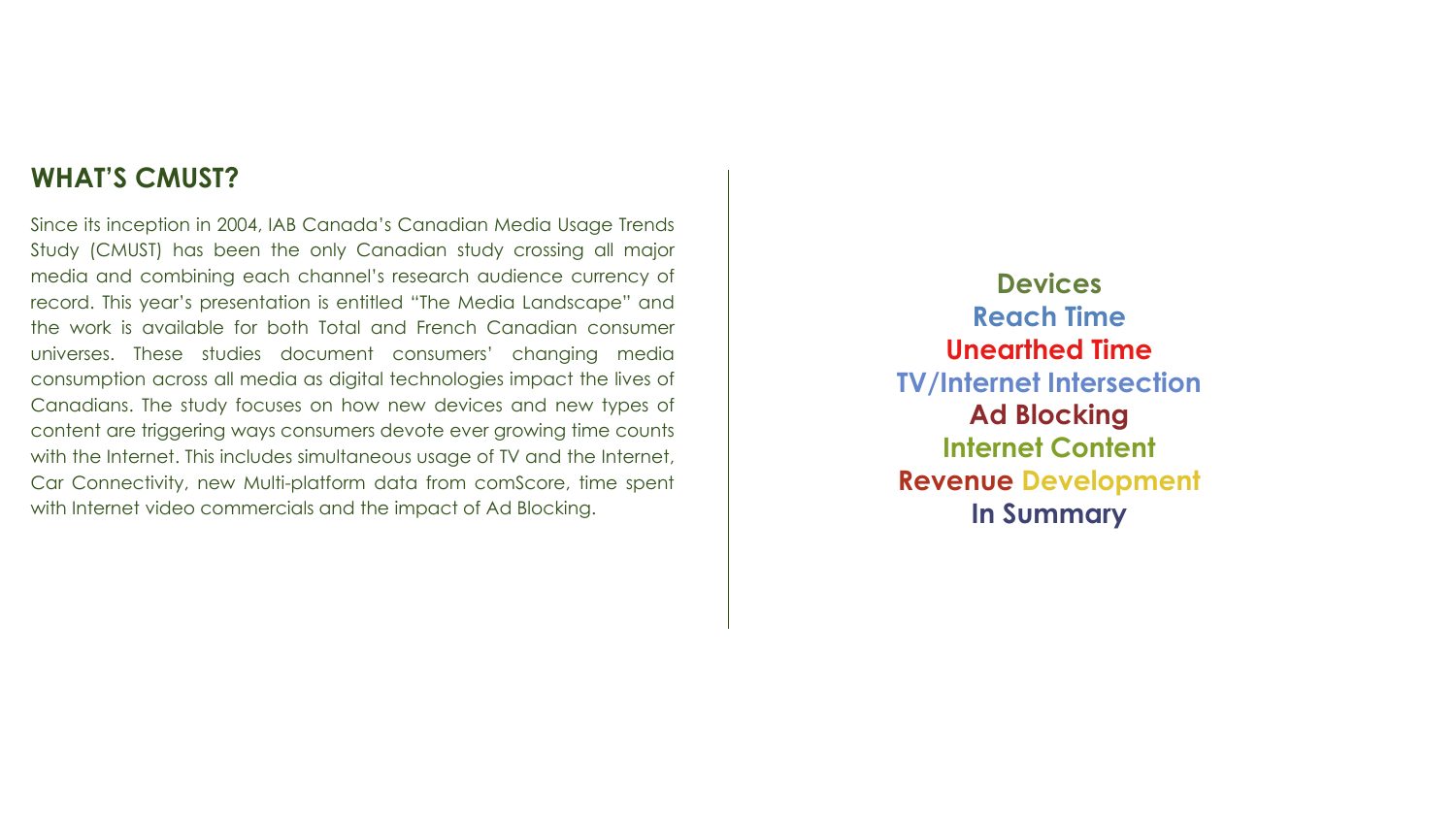## WHAT'S CMUST?

Since its inception in 2004, IAB Canada's Canadian Media Usage Trends Study (CMUST) has been the only Canadian study crossing all major media and combining each channel's research audience currency of record. This year's presentation is entitled "The Media Landscape" and the work is available for both Total and French Canadian consumer universes. These studies document consumers' changing media consumption across all media as digital technologies impact the lives of Canadians. The study focuses on how new devices and new types of content are triggering ways consumers devote ever growing time counts with the Internet. This includes simultaneous usage of TV and the Internet, Car Connectivity, new Multi-platform data from comScore, time spent with Internet video commercials and the impact of Ad Blocking.

**Devices**
**Reach Time**
**Unearthed Time**
**TV/Internet Intersection**
**Ad Blocking**
**Internet Content**
**Revenue Development**
**In Summary**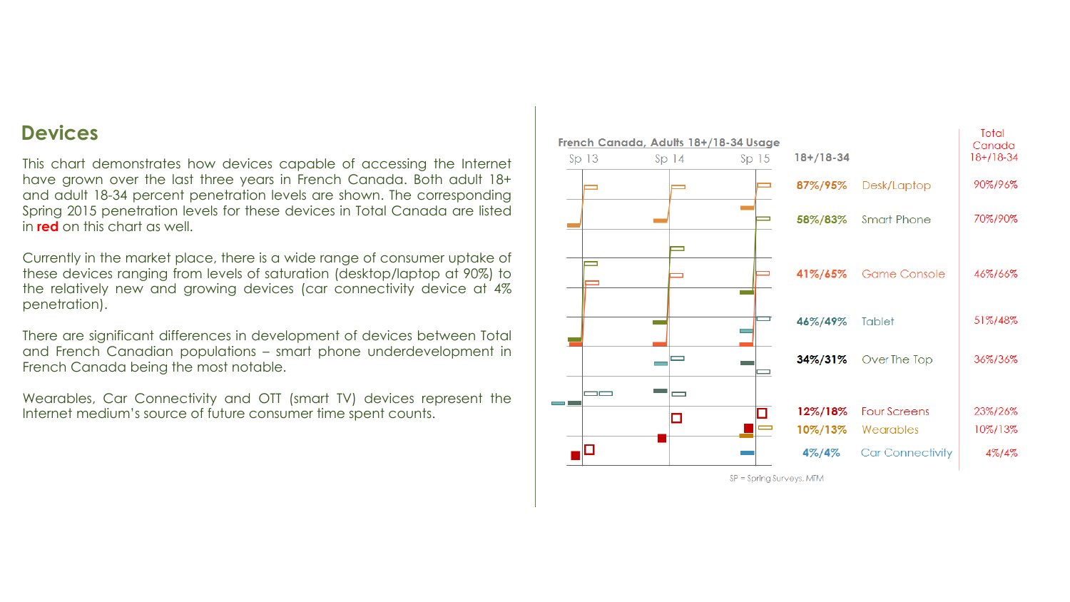## Devices

This chart demonstrates how devices capable of accessing the Internet have grown over the last three years in French Canada. Both adult 18+ and adult 18-34 percent penetration levels are shown. The corresponding Spring 2015 penetration levels for these devices in Total Canada are listed in **red** on this chart as well.

Currently in the market place, there is a wide range of consumer uptake of these devices ranging from levels of saturation (desktop/laptop at 90%) to the relatively new and growing devices (car connectivity device at 4% penetration).

There are significant differences in development of devices between Total and French Canadian populations – smart phone underdevelopment in French Canada being the most notable.

Wearables, Car Connectivity and OTT (smart TV) devices represent the Internet medium's source of future consumer time spent counts.

**French Canada, Adults 18+/18-34 Usage**

| 18+/18-34 | Device | Total Canada 18+/18-34 |
|---|---|---|
| 87%/95% | Desk/Laptop | 90%/96% |
| 58%/83% | Smart Phone | 70%/90% |
| 41%/65% | Game Console | 46%/66% |
| 46%/49% | Tablet | 51%/48% |
| 34%/31% | Over The Top | 36%/36% |
| 12%/18% | Four Screens | 23%/26% |
| 10%/13% | Wearables | 10%/13% |
| 4%/4% | Car Connectivity | 4%/4% |

Sp 13 · Sp 14 · Sp 15

SP = Spring Surveys, MTM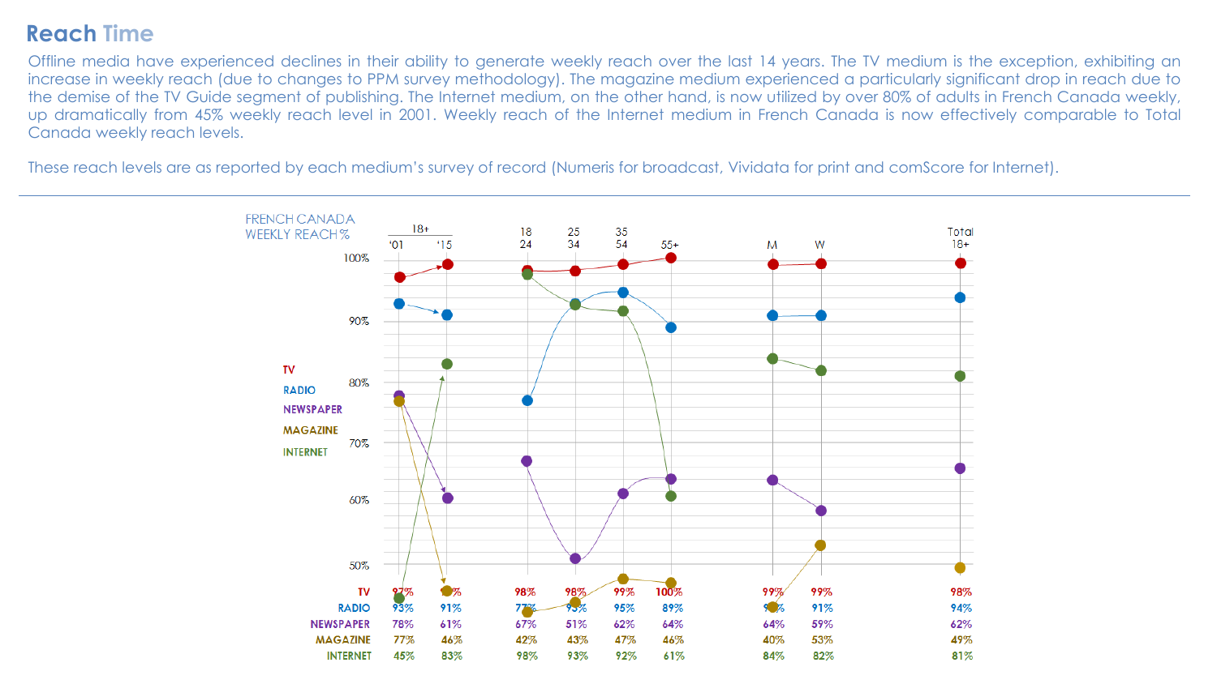# Reach Time

Offline media have experienced declines in their ability to generate weekly reach over the last 14 years. The TV medium is the exception, exhibiting an increase in weekly reach (due to changes to PPM survey methodology). The magazine medium experienced a particularly significant drop in reach due to the demise of the TV Guide segment of publishing. The Internet medium, on the other hand, is now utilized by over 80% of adults in French Canada weekly, up dramatically from 45% weekly reach level in 2001. Weekly reach of the Internet medium in French Canada is now effectively comparable to Total Canada weekly reach levels.

These reach levels are as reported by each medium's survey of record (Numeris for broadcast, Vividata for print and comScore for Internet).

FRENCH CANADA WEEKLY REACH %

| | 18+ '01 | 18+ '15 | 18-24 | 25-34 | 35-54 | 55+ | M | W | Total 18+ |
|---|---|---|---|---|---|---|---|---|---|
| TV | 97% | 99% | 98% | 98% | 99% | 100% | 99% | 99% | 98% |
| RADIO | 93% | 91% | 77% | 93% | 95% | 89% | 91% | 91% | 94% |
| NEWSPAPER | 78% | 61% | 67% | 51% | 62% | 64% | 64% | 59% | 62% |
| MAGAZINE | 77% | 46% | 42% | 43% | 47% | 46% | 40% | 53% | 49% |
| INTERNET | 45% | 83% | 98% | 93% | 92% | 61% | 84% | 82% | 81% |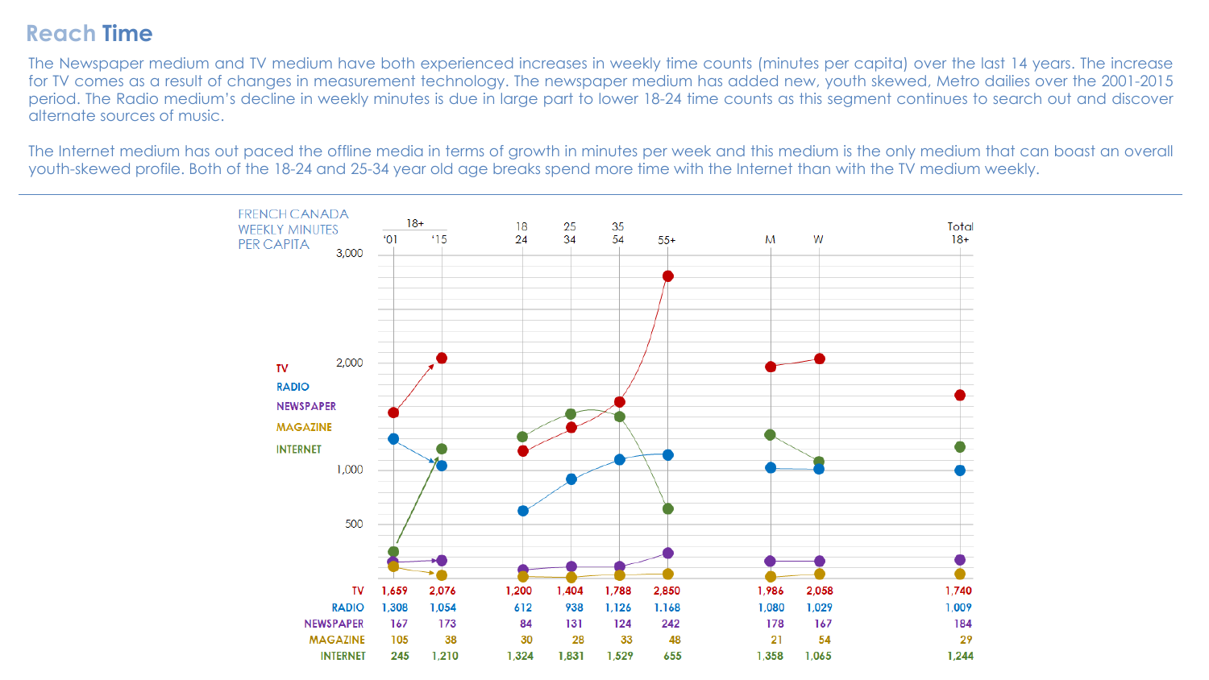# Reach Time

The Newspaper medium and TV medium have both experienced increases in weekly time counts (minutes per capita) over the last 14 years. The increase for TV comes as a result of changes in measurement technology. The newspaper medium has added new, youth skewed, Metro dailies over the 2001-2015 period. The Radio medium's decline in weekly minutes is due in large part to lower 18-24 time counts as this segment continues to search out and discover alternate sources of music.

The Internet medium has out paced the offline media in terms of growth in minutes per week and this medium is the only medium that can boast an overall youth-skewed profile. Both of the 18-24 and 25-34 year old age breaks spend more time with the Internet than with the TV medium weekly.

FRENCH CANADA WEEKLY MINUTES PER CAPITA

| | 18+ '01 | 18+ '15 | 18-24 | 25-34 | 35-54 | 55+ | M | W | Total 18+ |
|---|---|---|---|---|---|---|---|---|---|
| TV | 1,659 | 2,076 | 1,200 | 1,404 | 1,788 | 2,850 | 1,986 | 2,058 | 1,740 |
| RADIO | 1,308 | 1,054 | 612 | 938 | 1,126 | 1,168 | 1,080 | 1,029 | 1,009 |
| NEWSPAPER | 167 | 173 | 84 | 131 | 124 | 242 | 178 | 167 | 184 |
| MAGAZINE | 105 | 38 | 30 | 28 | 33 | 48 | 21 | 54 | 29 |
| INTERNET | 245 | 1,210 | 1,324 | 1,831 | 1,529 | 655 | 1,358 | 1,065 | 1,244 |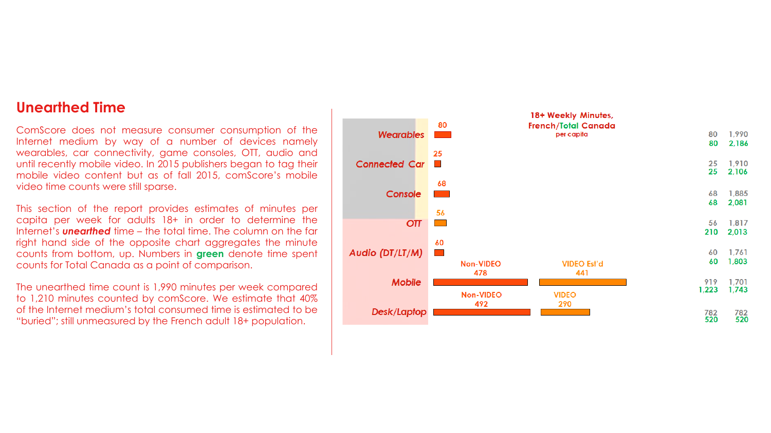# Unearthed Time

ComScore does not measure consumer consumption of the Internet medium by way of a number of devices namely wearables, car connectivity, game consoles, OTT, audio and until recently mobile video. In 2015 publishers began to tag their mobile video content but as of fall 2015, comScore's mobile video time counts were still sparse.

This section of the report provides estimates of minutes per capita per week for adults 18+ in order to determine the Internet's ***unearthed*** time – the total time. The column on the far right hand side of the opposite chart aggregates the minute counts from bottom, up. Numbers in **green** denote time spent counts for Total Canada as a point of comparison.

The unearthed time count is 1,990 minutes per week compared to 1,210 minutes counted by comScore. We estimate that 40% of the Internet medium's total consumed time is estimated to be "buried"; still unmeasured by the French adult 18+ population.

**18+ Weekly Minutes, French/Total Canada** per capita

| Device | Non-VIDEO | VIDEO | French | Total Canada | French (cumulative) | Total Canada (cumulative) |
|---|---|---|---|---|---|---|
| *Wearables* | 80 | | 80 | 80 | 1,990 | 2,186 |
| *Connected Car* | 25 | | 25 | 25 | 1,910 | 2,106 |
| *Console* | 68 | | 68 | 68 | 1,885 | 2,081 |
| *OTT* | 56 | | 56 | 210 | 1,817 | 2,013 |
| *Audio (DT/LT/M)* | 60 | | 60 | 60 | 1,761 | 1,803 |
| *Mobile* | 478 | 441 (Est'd) | 919 | 1,223 | 1,701 | 1,743 |
| *Desk/Laptop* | 492 | 290 | 782 | 520 | 782 | 520 |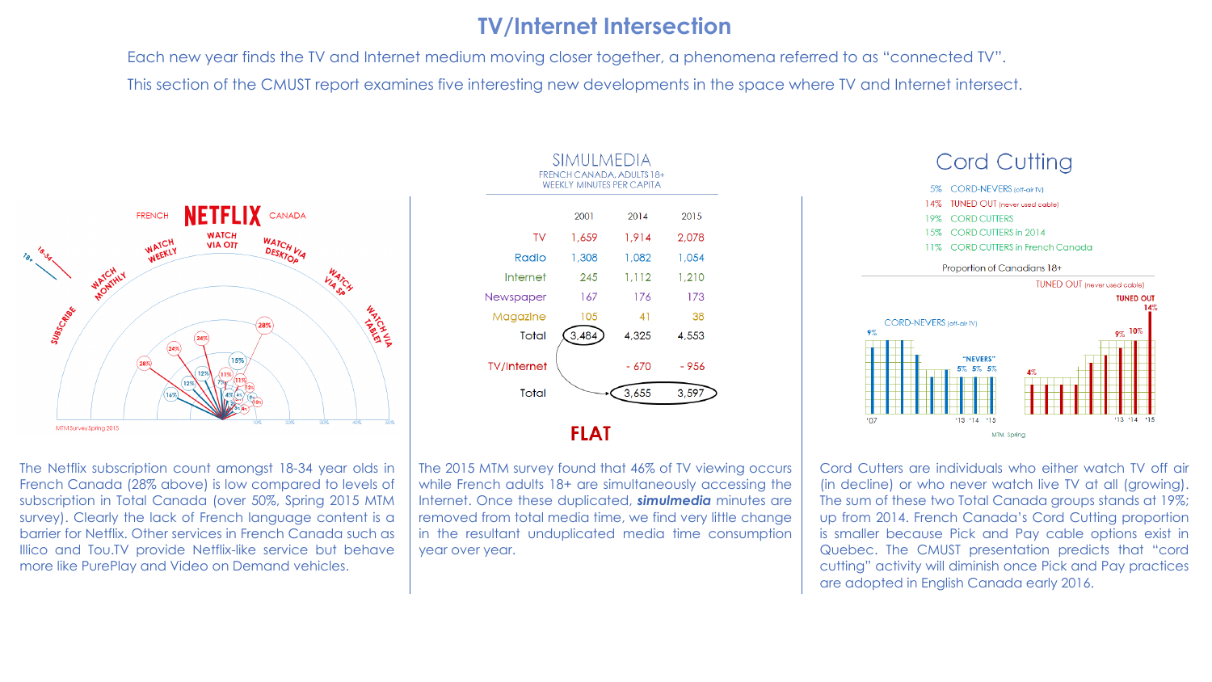# TV/Internet Intersection

Each new year finds the TV and Internet medium moving closer together, a phenomena referred to as "connected TV".

This section of the CMUST report examines five interesting new developments in the space where TV and Internet intersect.

## SIMULMEDIA

FRENCH CANADA, ADULTS 18+
WEEKLY MINUTES PER CAPITA

| | 2001 | 2014 | 2015 |
|---|---|---|---|
| TV | 1,659 | 1,914 | 2,078 |
| Radio | 1,308 | 1,082 | 1,054 |
| Internet | 245 | 1,112 | 1,210 |
| Newspaper | 167 | 176 | 173 |
| Magazine | 105 | 41 | 38 |
| Total | 3,484 | 4,325 | 4,553 |
| TV/Internet | | - 670 | - 956 |
| Total | | 3,655 | 3,597 |

**FLAT**

## Cord Cutting

- 5% CORD-NEVERS (off-air TV)
- 14% TUNED OUT (never used cable)
- 19% CORD CUTTERS
- 15% CORD CUTTERS in 2014
- 11% CORD CUTTERS in French Canada

The Netflix subscription count amongst 18-34 year olds in French Canada (28% above) is low compared to levels of subscription in Total Canada (over 50%, Spring 2015 MTM survey). Clearly the lack of French language content is a barrier for Netflix. Other services in French Canada such as Illico and Tou.TV provide Netflix-like service but behave more like PurePlay and Video on Demand vehicles.

The 2015 MTM survey found that 46% of TV viewing occurs while French adults 18+ are simultaneously accessing the Internet. Once these duplicated, ***simulmedia*** minutes are removed from total media time, we find very little change in the resultant unduplicated media time consumption year over year.

Cord Cutters are individuals who either watch TV off air (in decline) or who never watch live TV at all (growing). The sum of these two Total Canada groups stands at 19%; up from 2014. French Canada's Cord Cutting proportion is smaller because Pick and Pay cable options exist in Quebec. The CMUST presentation predicts that "cord cutting" activity will diminish once Pick and Pay practices are adopted in English Canada early 2016.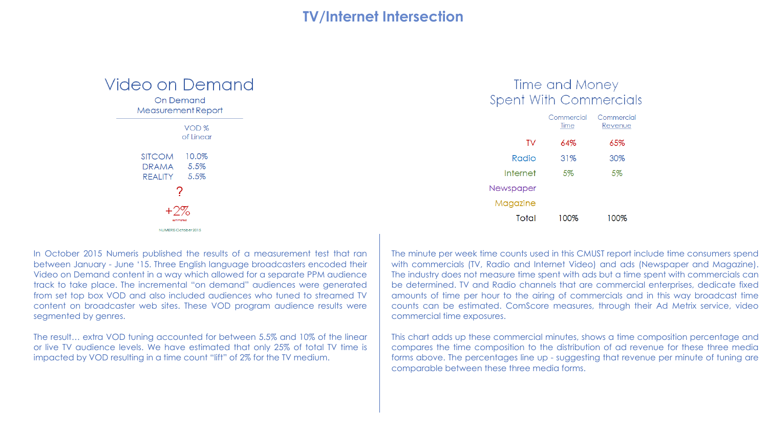# TV/Internet Intersection

## Video on Demand

On Demand Measurement Report

| | VOD % of Linear |
|---|---|
| SITCOM | 10.0% |
| DRAMA | 5.5% |
| REALITY | 5.5% |

?

+2%

estimated

NUMERIS October 2015

In October 2015 Numeris published the results of a measurement test that ran between January - June '15. Three English language broadcasters encoded their Video on Demand content in a way which allowed for a separate PPM audience track to take place. The incremental "on demand" audiences were generated from set top box VOD and also included audiences who tuned to streamed TV content on broadcaster web sites. These VOD program audience results were segmented by genres.

The result… extra VOD tuning accounted for between 5.5% and 10% of the linear or live TV audience levels. We have estimated that only 25% of total TV time is impacted by VOD resulting in a time count "lift" of 2% for the TV medium.

## Time and Money Spent With Commercials

| | Commercial Time | Commercial Revenue |
|---|---|---|
| TV | 64% | 65% |
| Radio | 31% | 30% |
| Internet | 5% | 5% |
| Newspaper | | |
| Magazine | | |
| Total | 100% | 100% |

The minute per week time counts used in this CMUST report include time consumers spend with commercials (TV, Radio and Internet Video) and ads (Newspaper and Magazine). The industry does not measure time spent with ads but a time spent with commercials can be determined. TV and Radio channels that are commercial enterprises, dedicate fixed amounts of time per hour to the airing of commercials and in this way broadcast time counts can be estimated. ComScore measures, through their Ad Metrix service, video commercial time exposures.

This chart adds up these commercial minutes, shows a time composition percentage and compares the time composition to the distribution of ad revenue for these three media forms above. The percentages line up - suggesting that revenue per minute of tuning are comparable between these three media forms.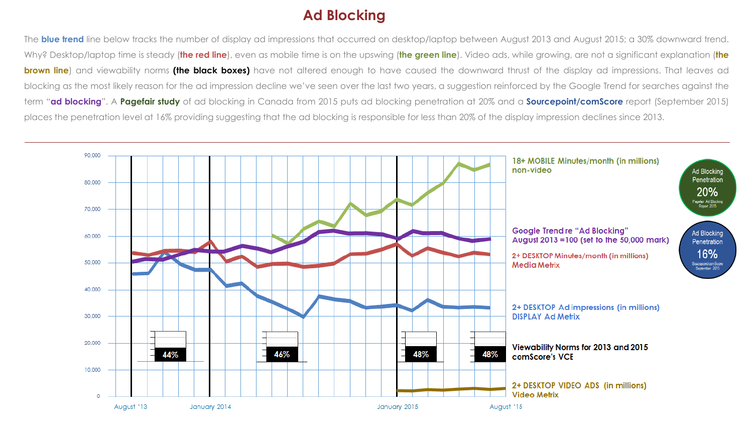# Ad Blocking

The **blue trend** line below tracks the number of display ad impressions that occurred on desktop/laptop between August 2013 and August 2015; a 30% downward trend. Why? Desktop/laptop time is steady (**the red line**), even as mobile time is on the upswing (**the green line**). Video ads, while growing, are not a significant explanation (**the brown line**) and viewability norms **(the black boxes)** have not altered enough to have caused the downward thrust of the display ad impressions. That leaves ad blocking as the most likely reason for the ad impression decline we've seen over the last two years, a suggestion reinforced by the Google Trend for searches against the term "**ad blocking**". A **Pagefair study** of ad blocking in Canada from 2015 puts ad blocking penetration at 20% and a **Sourcepoint/comScore** report (September 2015) places the penetration level at 16% providing suggesting that the ad blocking is responsible for less than 20% of the display impression declines since 2013.

---

90,000
80,000
70,000
60,000
50,000
40,000
30,000
20,000
10,000
0

August '13 | January 2014 | January 2015 | August '15

44% | 46% | 48% | 48%

18+ MOBILE Minutes/month (in millions) non-video

Google Trend re "Ad Blocking" August 2013 = 100 (set to the 50,000 mark)

2+ DESKTOP Minutes/month (in millions) Media Metrix

2+ DESKTOP Ad impressions (in millions) DISPLAY Ad Metrix

Viewability Norms for 2013 and 2015 comScore's VCE

2+ DESKTOP VIDEO ADS (in millions) Video Metrix

Ad Blocking Penetration 20% Pagefair Ad Blocking Report 2015

Ad Blocking Penetration 16% Sourcepoint/comScore September 2015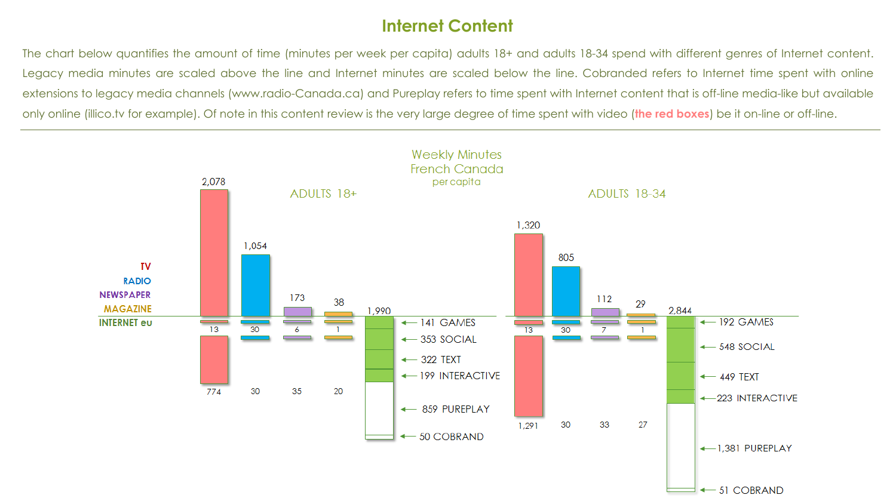# Internet Content

The chart below quantifies the amount of time (minutes per week per capita) adults 18+ and adults 18-34 spend with different genres of Internet content. Legacy media minutes are scaled above the line and Internet minutes are scaled below the line. Cobranded refers to Internet time spent with online extensions to legacy media channels (www.radio-Canada.ca) and Pureplay refers to time spent with Internet content that is off-line media-like but available only online (illico.tv for example). Of note in this content review is the very large degree of time spent with video (**the red boxes**) be it on-line or off-line.

Weekly Minutes
French Canada
per capita

| | ADULTS 18+ | ADULTS 18-34 |
|---|---|---|
| TV | 2,078 | 1,320 |
| TV – INTERNET eu (cobrand) | 13 | 13 |
| TV – INTERNET eu (pureplay) | 774 | 1,291 |
| RADIO | 1,054 | 805 |
| RADIO – INTERNET eu (cobrand) | 30 | 30 |
| RADIO – INTERNET eu (pureplay) | 30 | 30 |
| NEWSPAPER | 173 | 112 |
| NEWSPAPER – INTERNET eu (cobrand) | 6 | 7 |
| NEWSPAPER – INTERNET eu (pureplay) | 35 | 33 |
| MAGAZINE | 38 | 29 |
| MAGAZINE – INTERNET eu (cobrand) | 1 | 1 |
| MAGAZINE – INTERNET eu (pureplay) | 20 | 27 |
| INTERNET eu (total) | 1,990 | 2,844 |
| GAMES | 141 | 192 |
| SOCIAL | 353 | 548 |
| TEXT | 322 | 449 |
| INTERACTIVE | 199 | 223 |
| PUREPLAY | 859 | 1,381 |
| COBRAND | 50 | 51 |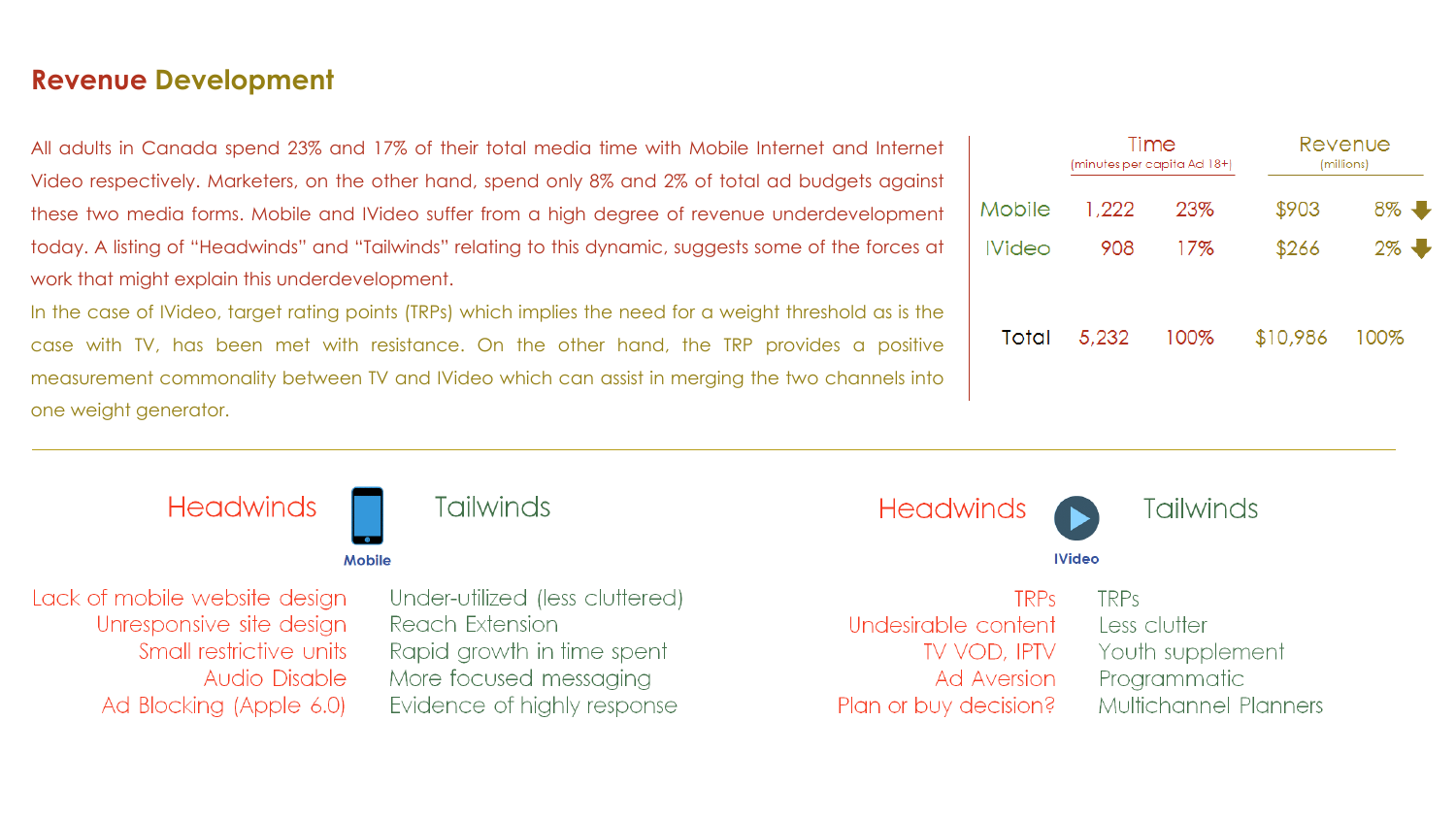# Revenue Development

All adults in Canada spend 23% and 17% of their total media time with Mobile Internet and Internet Video respectively. Marketers, on the other hand, spend only 8% and 2% of total ad budgets against these two media forms. Mobile and IVideo suffer from a high degree of revenue underdevelopment today. A listing of "Headwinds" and "Tailwinds" relating to this dynamic, suggests some of the forces at work that might explain this underdevelopment.

In the case of IVideo, target rating points (TRPs) which implies the need for a weight threshold as is the case with TV, has been met with resistance. On the other hand, the TRP provides a positive measurement commonality between TV and IVideo which can assist in merging the two channels into one weight generator.

| | Time (minutes per capita Ad 18+) | | Revenue (millions) | |
|---|---|---|---|---|
| Mobile | 1,222 | 23% | $903 | 8% ↓ |
| IVideo | 908 | 17% | $266 | 2% ↓ |
| Total | 5,232 | 100% | $10,986 | 100% |

## Mobile

| Headwinds | Tailwinds |
|---|---|
| Lack of mobile website design | Under-utilized (less cluttered) |
| Unresponsive site design | Reach Extension |
| Small restrictive units | Rapid growth in time spent |
| Audio Disable | More focused messaging |
| Ad Blocking (Apple 6.0) | Evidence of highly response |

## IVideo

| Headwinds | Tailwinds |
|---|---|
| TRPs | TRPs |
| Undesirable content | Less clutter |
| TV VOD, IPTV | Youth supplement |
| Ad Aversion | Programmatic |
| Plan or buy decision? | Multichannel Planners |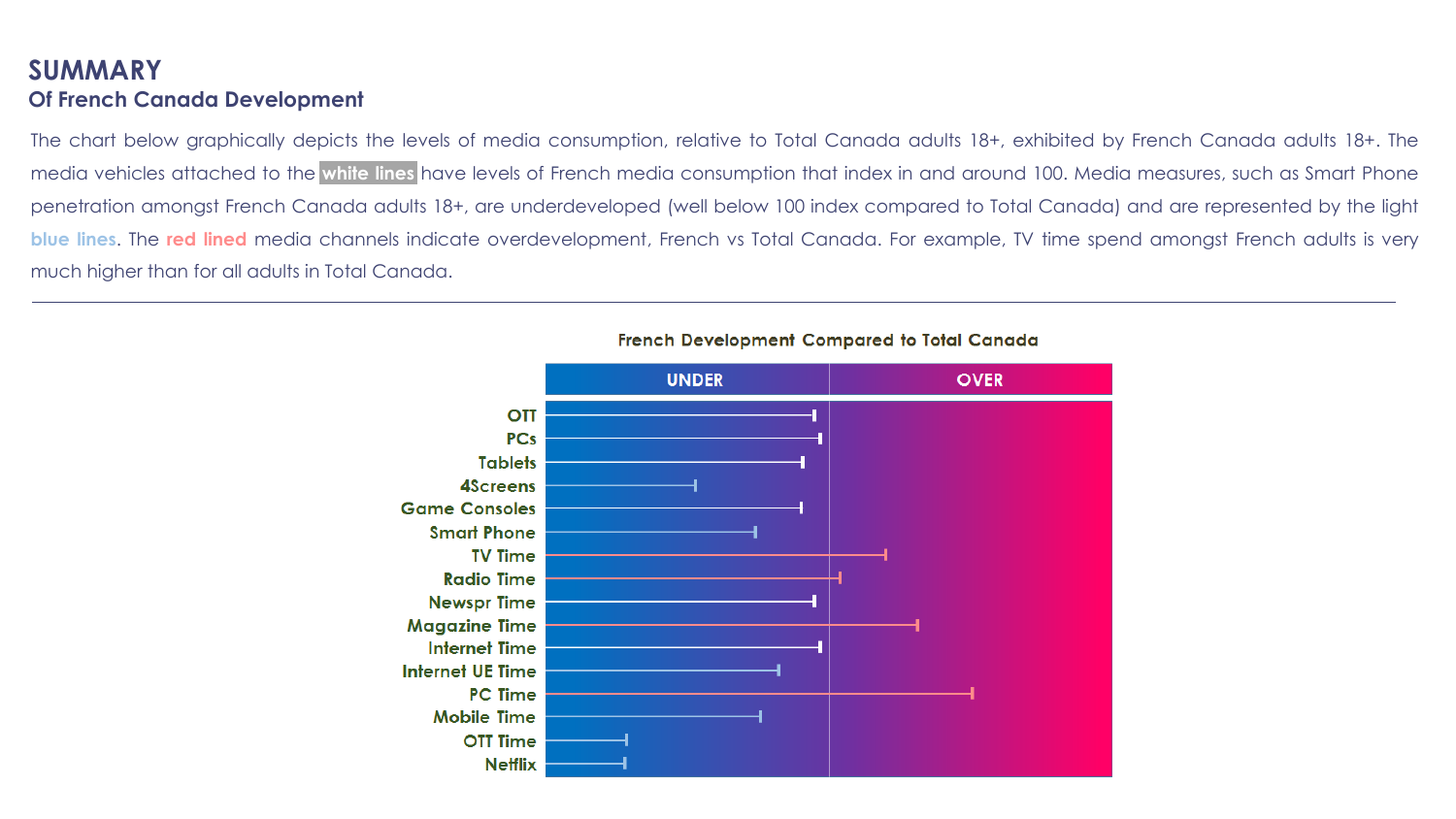# SUMMARY

## Of French Canada Development

The chart below graphically depicts the levels of media consumption, relative to Total Canada adults 18+, exhibited by French Canada adults 18+. The media vehicles attached to the **white lines** have levels of French media consumption that index in and around 100. Media measures, such as Smart Phone penetration amongst French Canada adults 18+, are underdeveloped (well below 100 index compared to Total Canada) and are represented by the light **blue lines**. The **red lined** media channels indicate overdevelopment, French vs Total Canada. For example, TV time spend amongst French adults is very much higher than for all adults in Total Canada.

---

French Development Compared to Total Canada

UNDER | OVER

OTT
PCs
Tablets
4Screens
Game Consoles
Smart Phone
TV Time
Radio Time
Newspr Time
Magazine Time
Internet Time
Internet UE Time
PC Time
Mobile Time
OTT Time
Netflix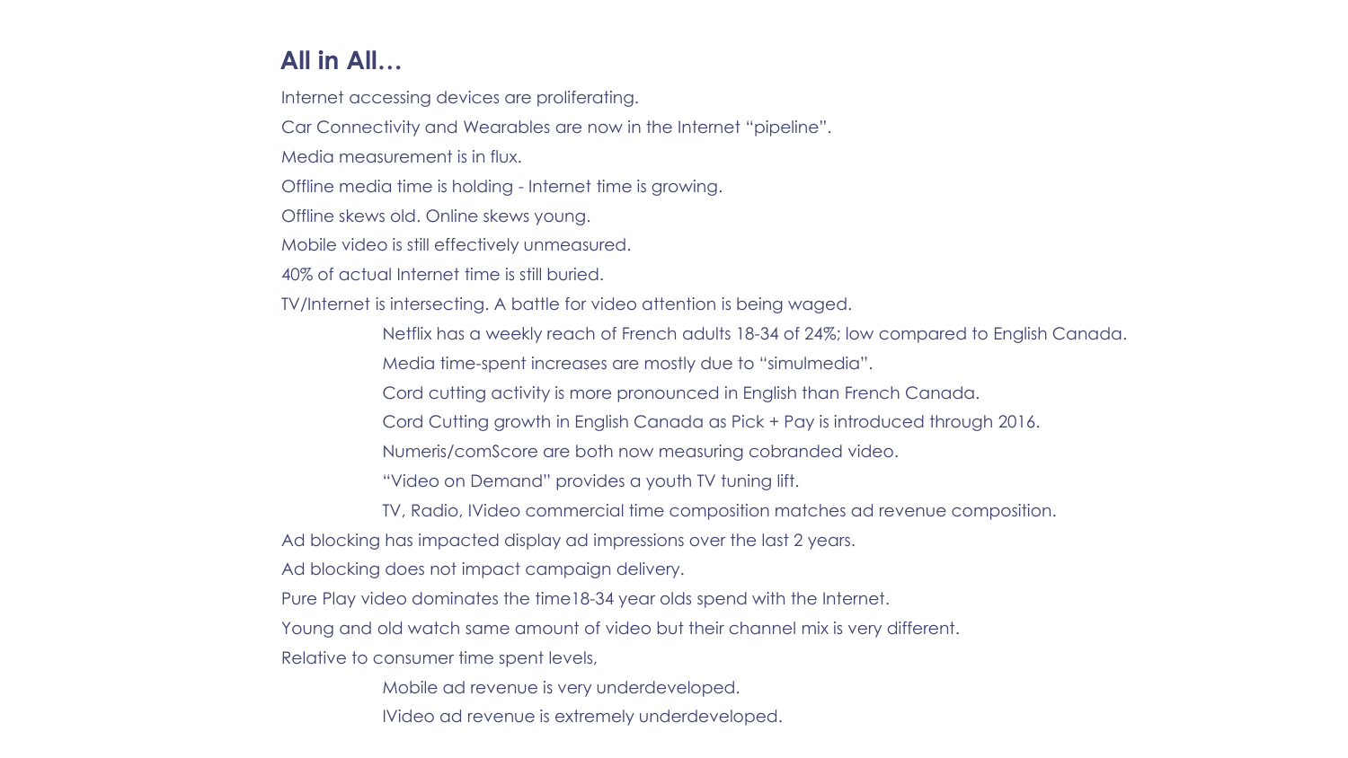## All in All…

Internet accessing devices are proliferating.

Car Connectivity and Wearables are now in the Internet "pipeline".

Media measurement is in flux.

Offline media time is holding - Internet time is growing.

Offline skews old. Online skews young.

Mobile video is still effectively unmeasured.

40% of actual Internet time is still buried.

TV/Internet is intersecting. A battle for video attention is being waged.

- Netflix has a weekly reach of French adults 18-34 of 24%; low compared to English Canada.
- Media time-spent increases are mostly due to "simulmedia".
- Cord cutting activity is more pronounced in English than French Canada.
- Cord Cutting growth in English Canada as Pick + Pay is introduced through 2016.
- Numeris/comScore are both now measuring cobranded video.
- "Video on Demand" provides a youth TV tuning lift.
- TV, Radio, IVideo commercial time composition matches ad revenue composition.

Ad blocking has impacted display ad impressions over the last 2 years.

Ad blocking does not impact campaign delivery.

Pure Play video dominates the time18-34 year olds spend with the Internet.

Young and old watch same amount of video but their channel mix is very different.

Relative to consumer time spent levels,

- Mobile ad revenue is very underdeveloped.
- IVideo ad revenue is extremely underdeveloped.